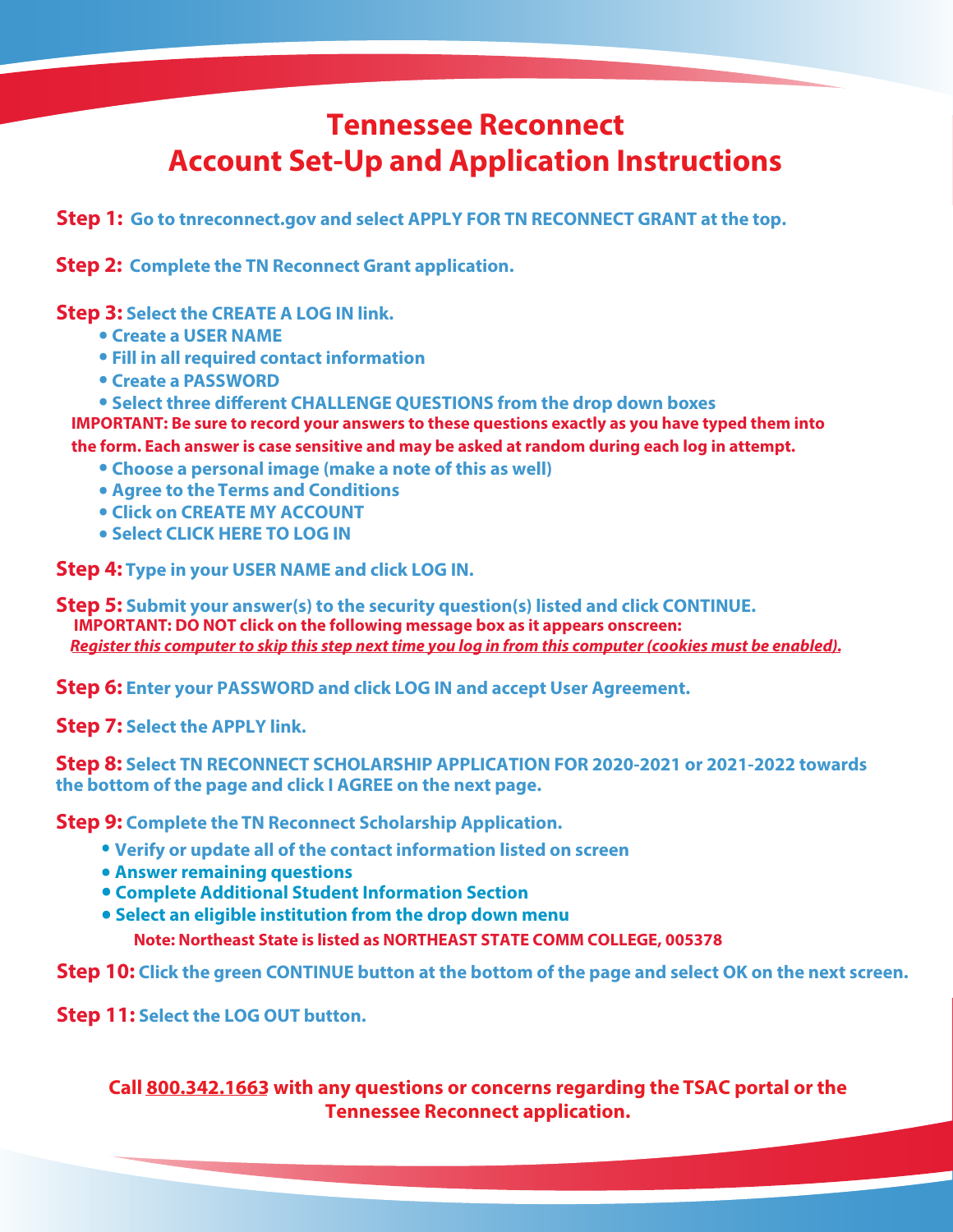# Tennessee Reconnect
# Account Set-Up and Application Instructions

**Step 1:** Go to tnreconnect.gov and select APPLY FOR TN RECONNECT GRANT at the top.

**Step 2:** Complete the TN Reconnect Grant application.

**Step 3:** Select the CREATE A LOG IN link.

- Create a USER NAME
- Fill in all required contact information
- Create a PASSWORD
- Select three different CHALLENGE QUESTIONS from the drop down boxes

**IMPORTANT: Be sure to record your answers to these questions exactly as you have typed them into the form. Each answer is case sensitive and may be asked at random during each log in attempt.**

- Choose a personal image (make a note of this as well)
- Agree to the Terms and Conditions
- Click on CREATE MY ACCOUNT
- Select CLICK HERE TO LOG IN

**Step 4:** Type in your USER NAME and click LOG IN.

**Step 5:** Submit your answer(s) to the security question(s) listed and click CONTINUE.

**IMPORTANT: DO NOT click on the following message box as it appears onscreen:**
***Register this computer to skip this step next time you log in from this computer (cookies must be enabled).***

**Step 6:** Enter your PASSWORD and click LOG IN and accept User Agreement.

**Step 7:** Select the APPLY link.

**Step 8:** Select TN RECONNECT SCHOLARSHIP APPLICATION FOR 2020-2021 or 2021-2022 towards the bottom of the page and click I AGREE on the next page.

**Step 9:** Complete the TN Reconnect Scholarship Application.

- Verify or update all of the contact information listed on screen
- Answer remaining questions
- Complete Additional Student Information Section
- Select an eligible institution from the drop down menu

**Note: Northeast State is listed as NORTHEAST STATE COMM COLLEGE, 005378**

**Step 10:** Click the green CONTINUE button at the bottom of the page and select OK on the next screen.

**Step 11:** Select the LOG OUT button.

**Call 800.342.1663 with any questions or concerns regarding the TSAC portal or the Tennessee Reconnect application.**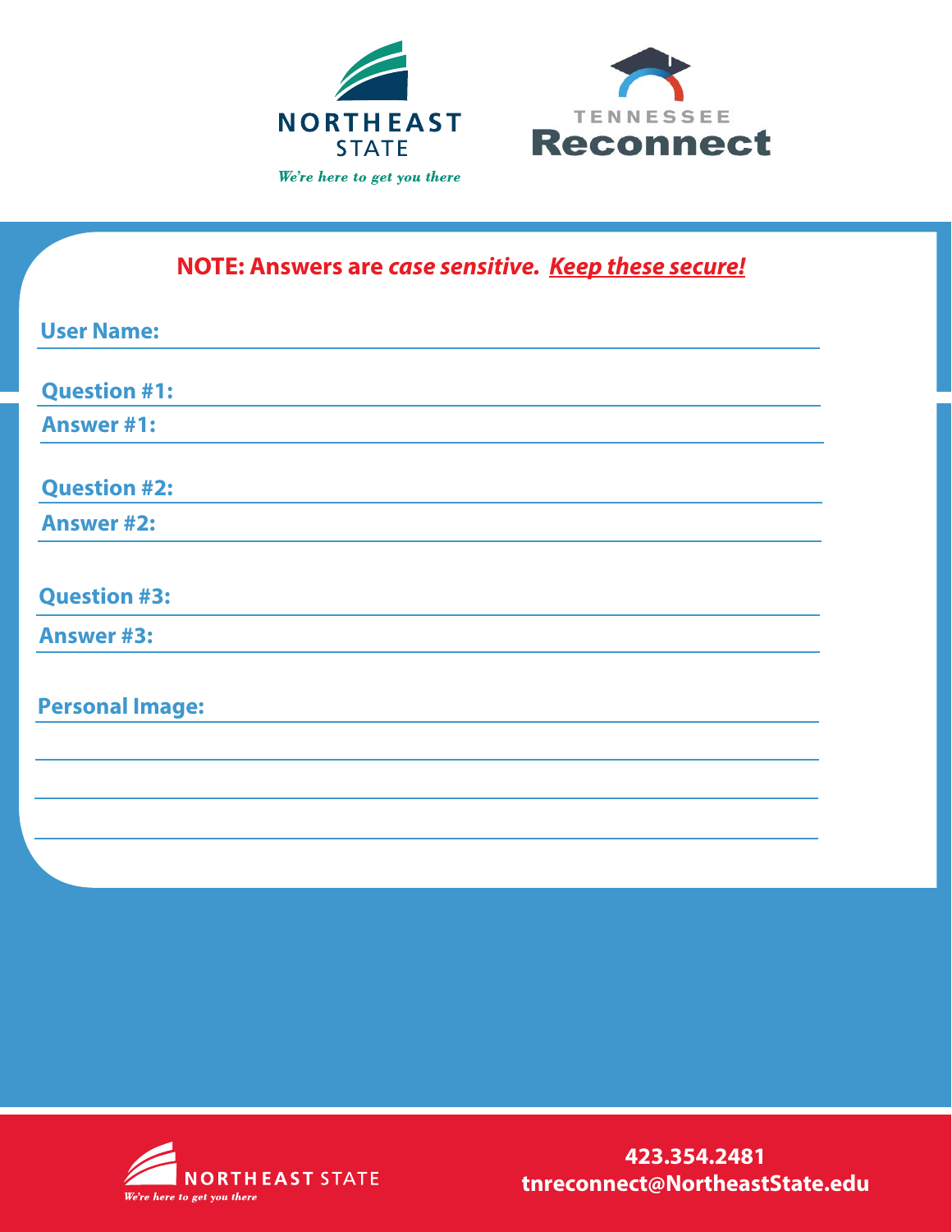NORTHEAST STATE

*We're here to get you there*

TENNESSEE Reconnect

**NOTE: Answers are *case sensitive.* *Keep these secure!***

**User Name:**

**Question #1:**

**Answer #1:**

**Question #2:**

**Answer #2:**

**Question #3:**

**Answer #3:**

**Personal Image:**

NORTHEAST STATE

*We're here to get you there*

**423.354.2481**

**tnreconnect@NortheastState.edu**